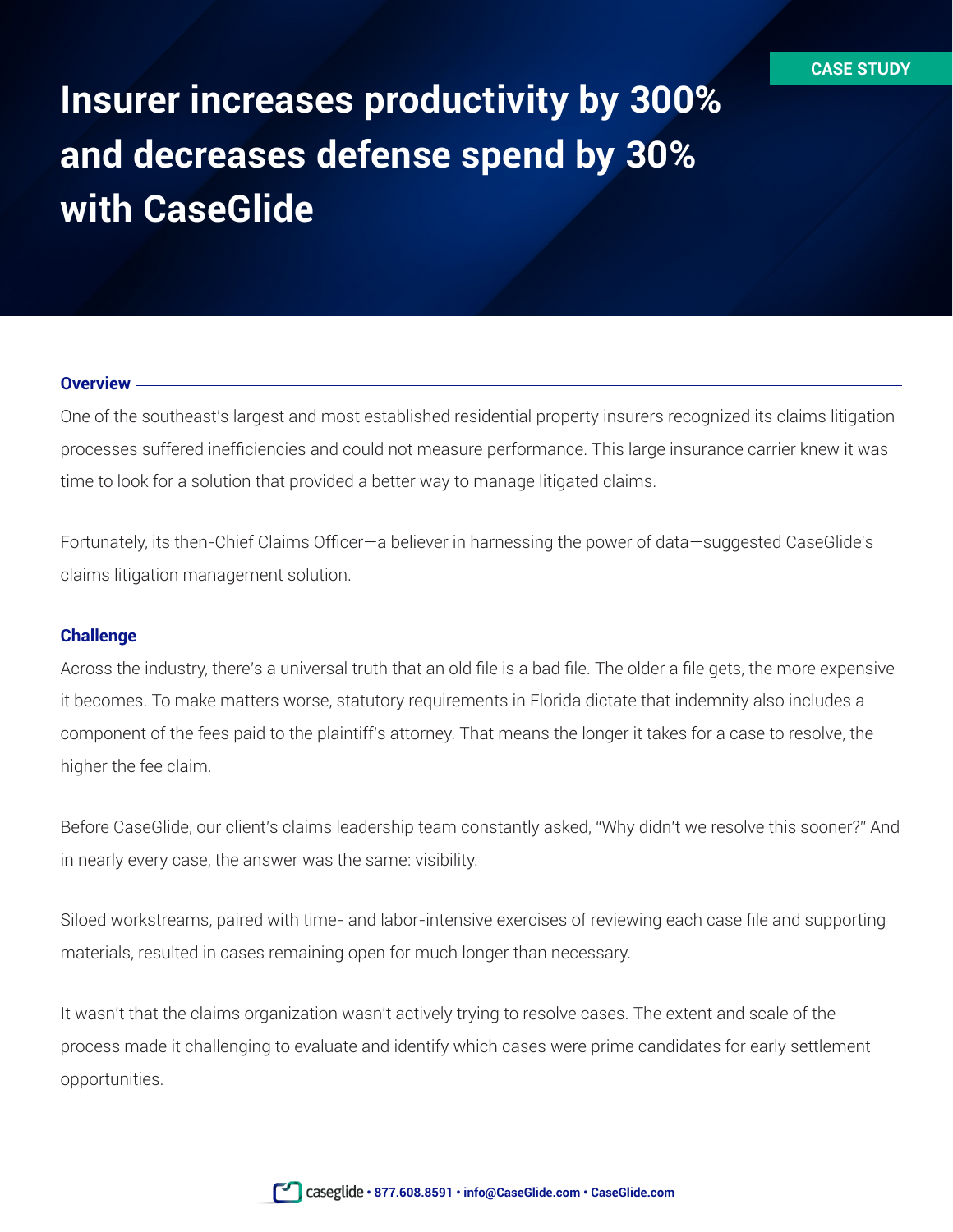CASE STUDY

# Insurer increases productivity by 300% and decreases defense spend by 30% with CaseGlide

## Overview

One of the southeast's largest and most established residential property insurers recognized its claims litigation processes suffered inefficiencies and could not measure performance. This large insurance carrier knew it was time to look for a solution that provided a better way to manage litigated claims.

Fortunately, its then-Chief Claims Officer—a believer in harnessing the power of data—suggested CaseGlide's claims litigation management solution.

## Challenge

Across the industry, there's a universal truth that an old file is a bad file. The older a file gets, the more expensive it becomes. To make matters worse, statutory requirements in Florida dictate that indemnity also includes a component of the fees paid to the plaintiff's attorney. That means the longer it takes for a case to resolve, the higher the fee claim.

Before CaseGlide, our client's claims leadership team constantly asked, "Why didn't we resolve this sooner?" And in nearly every case, the answer was the same: visibility.

Siloed workstreams, paired with time- and labor-intensive exercises of reviewing each case file and supporting materials, resulted in cases remaining open for much longer than necessary.

It wasn't that the claims organization wasn't actively trying to resolve cases. The extent and scale of the process made it challenging to evaluate and identify which cases were prime candidates for early settlement opportunities.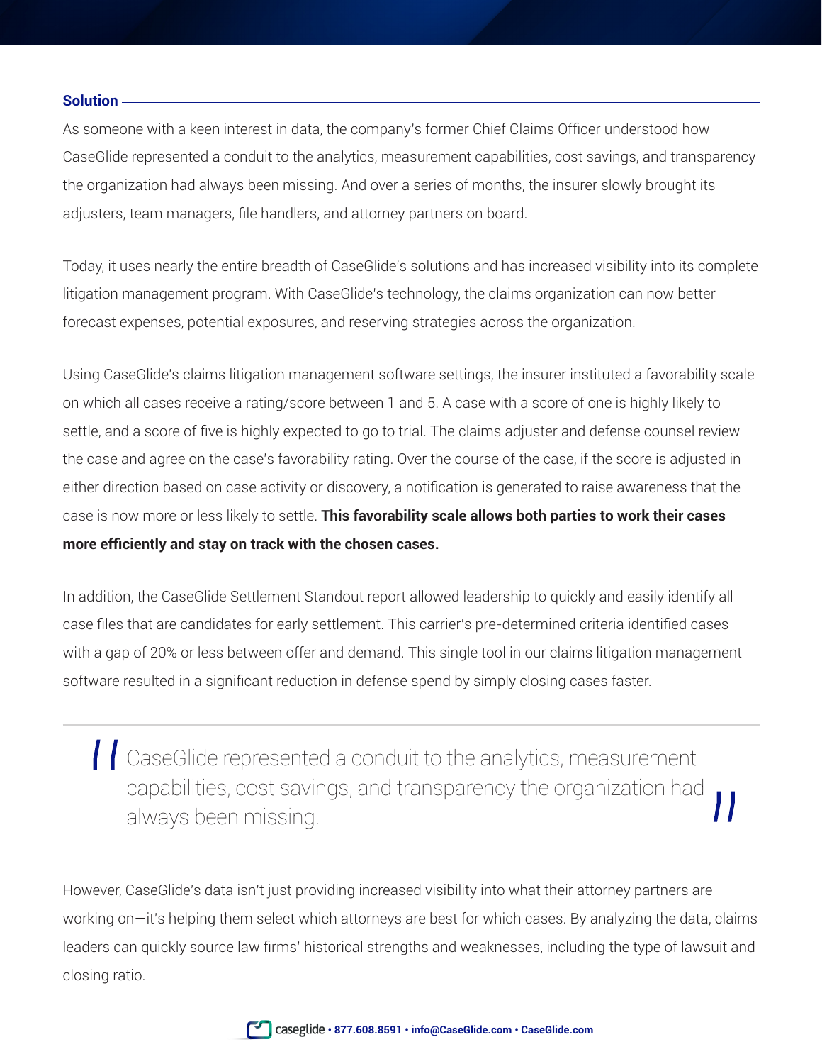## Solution

As someone with a keen interest in data, the company's former Chief Claims Officer understood how CaseGlide represented a conduit to the analytics, measurement capabilities, cost savings, and transparency the organization had always been missing. And over a series of months, the insurer slowly brought its adjusters, team managers, file handlers, and attorney partners on board.

Today, it uses nearly the entire breadth of CaseGlide's solutions and has increased visibility into its complete litigation management program. With CaseGlide's technology, the claims organization can now better forecast expenses, potential exposures, and reserving strategies across the organization.

Using CaseGlide's claims litigation management software settings, the insurer instituted a favorability scale on which all cases receive a rating/score between 1 and 5. A case with a score of one is highly likely to settle, and a score of five is highly expected to go to trial. The claims adjuster and defense counsel review the case and agree on the case's favorability rating. Over the course of the case, if the score is adjusted in either direction based on case activity or discovery, a notification is generated to raise awareness that the case is now more or less likely to settle. **This favorability scale allows both parties to work their cases more efficiently and stay on track with the chosen cases.**

In addition, the CaseGlide Settlement Standout report allowed leadership to quickly and easily identify all case files that are candidates for early settlement. This carrier's pre-determined criteria identified cases with a gap of 20% or less between offer and demand. This single tool in our claims litigation management software resulted in a significant reduction in defense spend by simply closing cases faster.

> "CaseGlide represented a conduit to the analytics, measurement capabilities, cost savings, and transparency the organization had always been missing."

However, CaseGlide's data isn't just providing increased visibility into what their attorney partners are working on—it's helping them select which attorneys are best for which cases. By analyzing the data, claims leaders can quickly source law firms' historical strengths and weaknesses, including the type of lawsuit and closing ratio.

caseglide • 877.608.8591 • info@CaseGlide.com • CaseGlide.com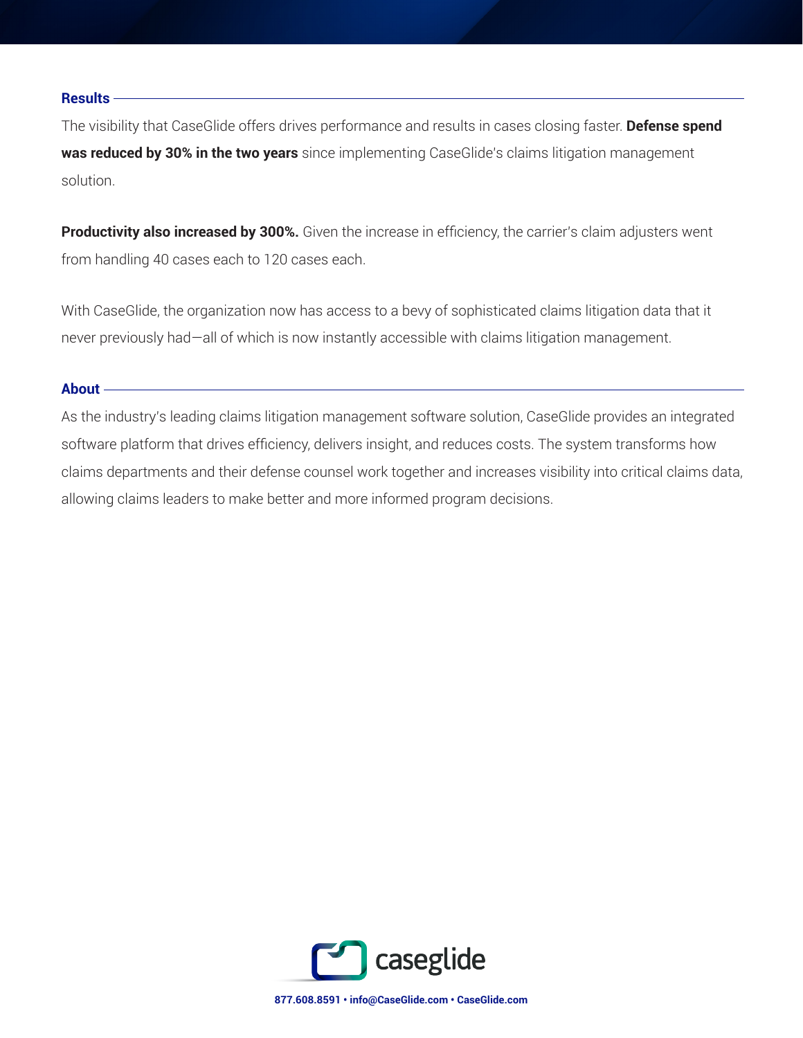## Results

The visibility that CaseGlide offers drives performance and results in cases closing faster. **Defense spend was reduced by 30% in the two years** since implementing CaseGlide's claims litigation management solution.

**Productivity also increased by 300%.** Given the increase in efficiency, the carrier's claim adjusters went from handling 40 cases each to 120 cases each.

With CaseGlide, the organization now has access to a bevy of sophisticated claims litigation data that it never previously had—all of which is now instantly accessible with claims litigation management.

## About

As the industry's leading claims litigation management software solution, CaseGlide provides an integrated software platform that drives efficiency, delivers insight, and reduces costs. The system transforms how claims departments and their defense counsel work together and increases visibility into critical claims data, allowing claims leaders to make better and more informed program decisions.

caseglide

**877.608.8591 • info@CaseGlide.com • CaseGlide.com**